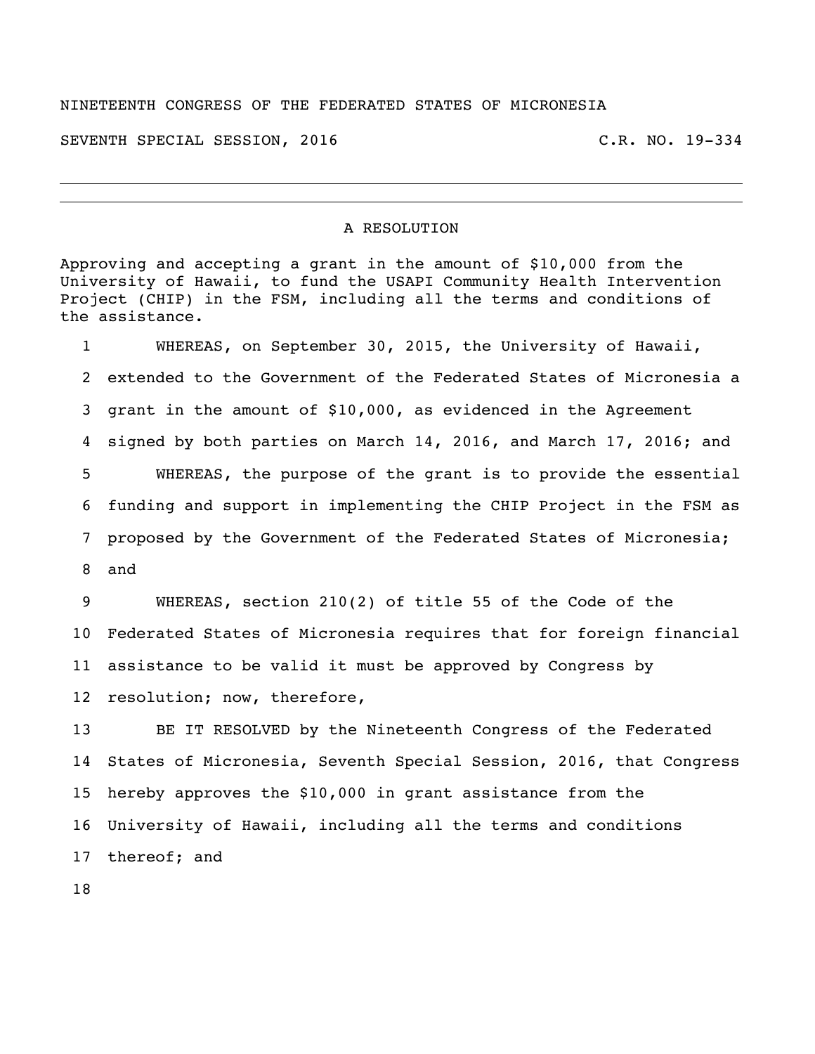NINETEENTH CONGRESS OF THE FEDERATED STATES OF MICRONESIA

SEVENTH SPECIAL SESSION, 2016 C.R. NO. 19-334

---

## A RESOLUTION

Approving and accepting a grant in the amount of $10,000 from the University of Hawaii, to fund the USAPI Community Health Intervention Project (CHIP) in the FSM, including all the terms and conditions of the assistance.

1 WHEREAS, on September 30, 2015, the University of Hawaii,
2 extended to the Government of the Federated States of Micronesia a
3 grant in the amount of $10,000, as evidenced in the Agreement
4 signed by both parties on March 14, 2016, and March 17, 2016; and
5 WHEREAS, the purpose of the grant is to provide the essential
6 funding and support in implementing the CHIP Project in the FSM as
7 proposed by the Government of the Federated States of Micronesia;
8 and
9 WHEREAS, section 210(2) of title 55 of the Code of the
10 Federated States of Micronesia requires that for foreign financial
11 assistance to be valid it must be approved by Congress by
12 resolution; now, therefore,
13 BE IT RESOLVED by the Nineteenth Congress of the Federated
14 States of Micronesia, Seventh Special Session, 2016, that Congress
15 hereby approves the $10,000 in grant assistance from the
16 University of Hawaii, including all the terms and conditions
17 thereof; and
18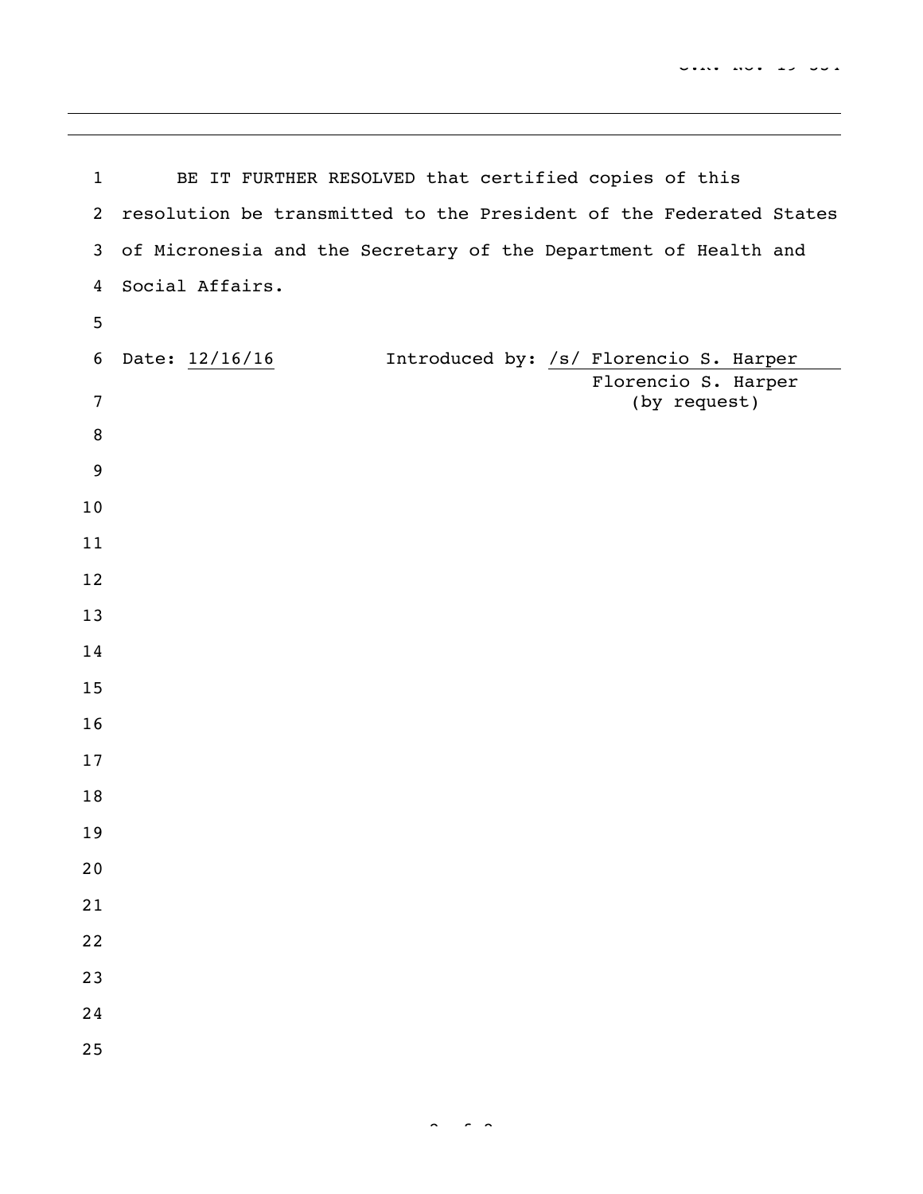BE IT FURTHER RESOLVED that certified copies of this resolution be transmitted to the President of the Federated States of Micronesia and the Secretary of the Department of Health and Social Affairs.

Date: 12/16/16

Introduced by: /s/ Florencio S. Harper
Florencio S. Harper
(by request)